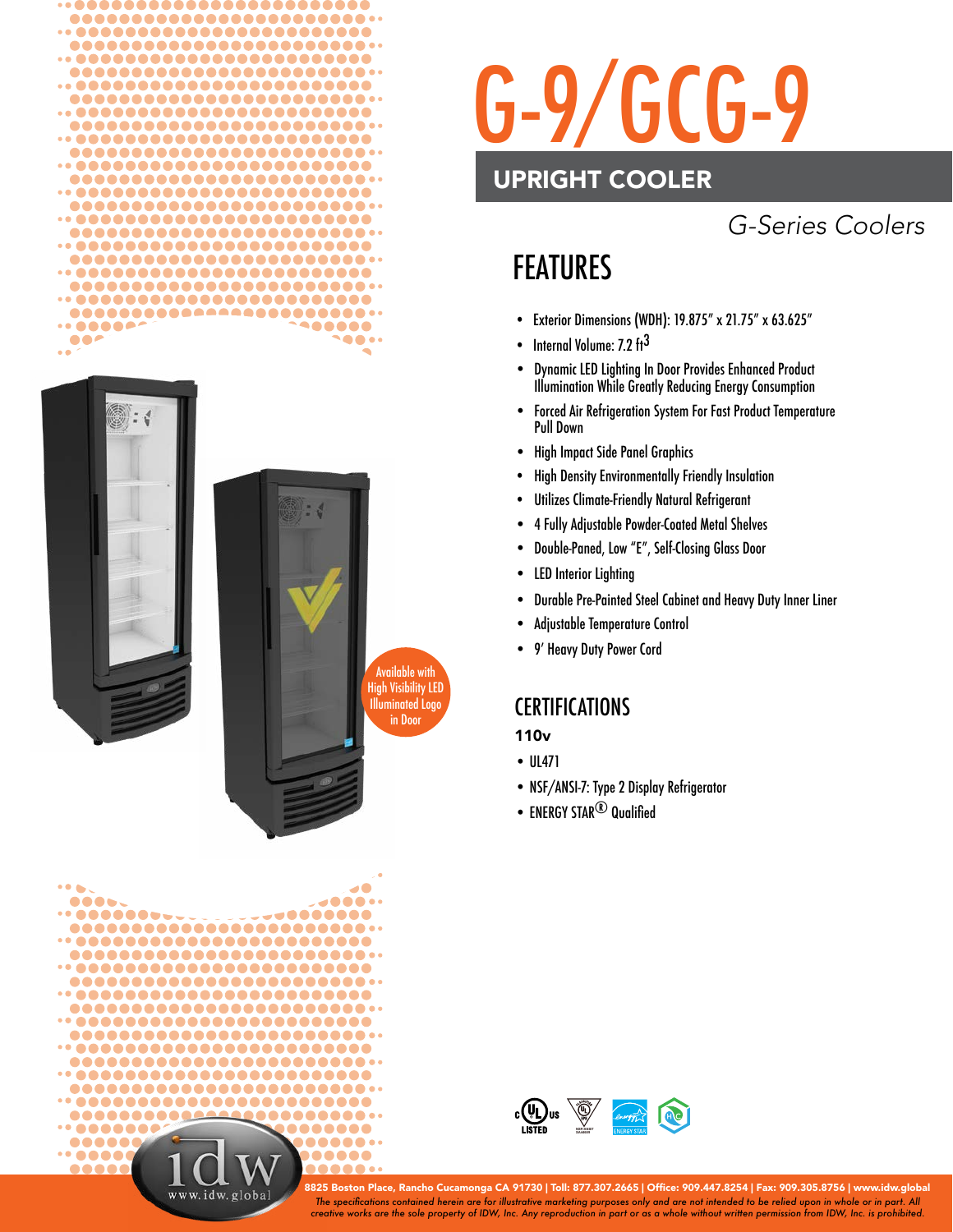# G-9/GCG-9

## UPRIGHT COOLER

*G-Series Coolers*

## FEATURES

- Exterior Dimensions (WDH): 19.875" x 21.75" x 63.625"
- Internal Volume: 7.2 $ft^3$
- Dynamic LED Lighting In Door Provides Enhanced Product Illumination While Greatly Reducing Energy Consumption
- Forced Air Refrigeration System For Fast Product Temperature Pull Down
- High Impact Side Panel Graphics
- High Density Environmentally Friendly Insulation
- Utilizes Climate-Friendly Natural Refrigerant
- 4 Fully Adjustable Powder-Coated Metal Shelves
- Double-Paned, Low "E", Self-Closing Glass Door
- LED Interior Lighting
- Durable Pre-Painted Steel Cabinet and Heavy Duty Inner Liner
- Adjustable Temperature Control
- 9' Heavy Duty Power Cord

Available with High Visibility LED Illuminated Logo in Door

## CERTIFICATIONS

**110v**

- UL471
- NSF/ANSI-7: Type 2 Display Refrigerator
- ENERGY STAR® Qualified

8825 Boston Place, Rancho Cucamonga CA 91730 | Toll: 877.307.2665 | Office: 909.447.8254 | Fax: 909.305.8756 | www.idw.global

*The specifications contained herein are for illustrative marketing purposes only and are not intended to be relied upon in whole or in part. All creative works are the sole property of IDW, Inc. Any reproduction in part or as a whole without written permission from IDW, Inc. is prohibited.*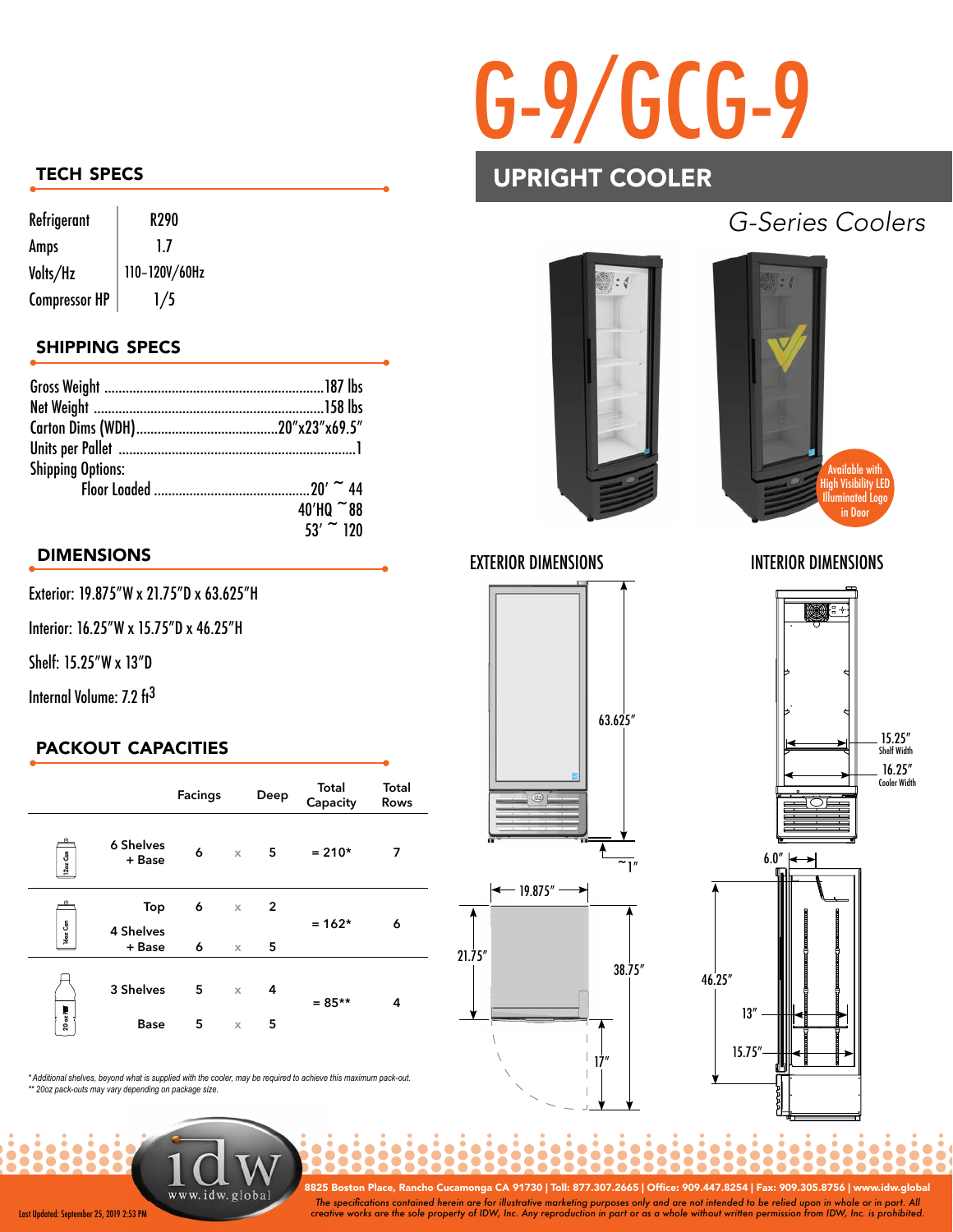# G-9/GCG-9

## UPRIGHT COOLER

*G-Series Coolers*

Available with High Visibility LED Illuminated Logo in Door

## TECH SPECS

| | |
|---|---|
| Refrigerant | R290 |
| Amps | 1.7 |
| Volts/Hz | 110-120V/60Hz |
| Compressor HP | 1/5 |

## SHIPPING SPECS

Gross Weight ............187 lbs
Net Weight ............158 lbs
Carton Dims (WDH)............20"x23"x69.5"
Units per Pallet ............1
Shipping Options:
Floor Loaded ............20' ~ 44
40'HQ ~ 88
53' ~ 120

## DIMENSIONS

Exterior: 19.875"W x 21.75"D x 63.625"H

Interior: 16.25"W x 15.75"D x 46.25"H

Shelf: 15.25"W x 13"D

Internal Volume: 7.2 $ft^3$

## PACKOUT CAPACITIES

| | | Facings | | Deep | Total Capacity | Total Rows |
|---|---|---|---|---|---|---|
| 12oz Can | 6 Shelves + Base | 6 | x | 5 | = 210* | 7 |
| 16oz Can | Top | 6 | x | 2 | = 162* | 6 |
| | 4 Shelves + Base | 6 | x | 5 | | |
| 20 oz | 3 Shelves | 5 | x | 4 | = 85** | 4 |
| | Base | 5 | x | 5 | | |

*\* Additional shelves, beyond what is supplied with the cooler, may be required to achieve this maximum pack-out.*
*\*\* 20oz pack-outs may vary depending on package size.*

EXTERIOR DIMENSIONS

63.625"
~1"
19.875"
21.75"
38.75"
17"

INTERIOR DIMENSIONS

15.25" Shelf Width
16.25" Cooler Width
6.0"
46.25"
13"
15.75"

idw www.idw.global

8825 Boston Place, Rancho Cucamonga CA 91730 | Toll: 877.307.2665 | Office: 909.447.8254 | Fax: 909.305.8756 | www.idw.global

*The specifications contained herein are for illustrative marketing purposes only and are not intended to be relied upon in whole or in part. All creative works are the sole property of IDW, Inc. Any reproduction in part or as a whole without written permission from IDW, Inc. is prohibited.*

Last Updated: September 25, 2019 2:53 PM